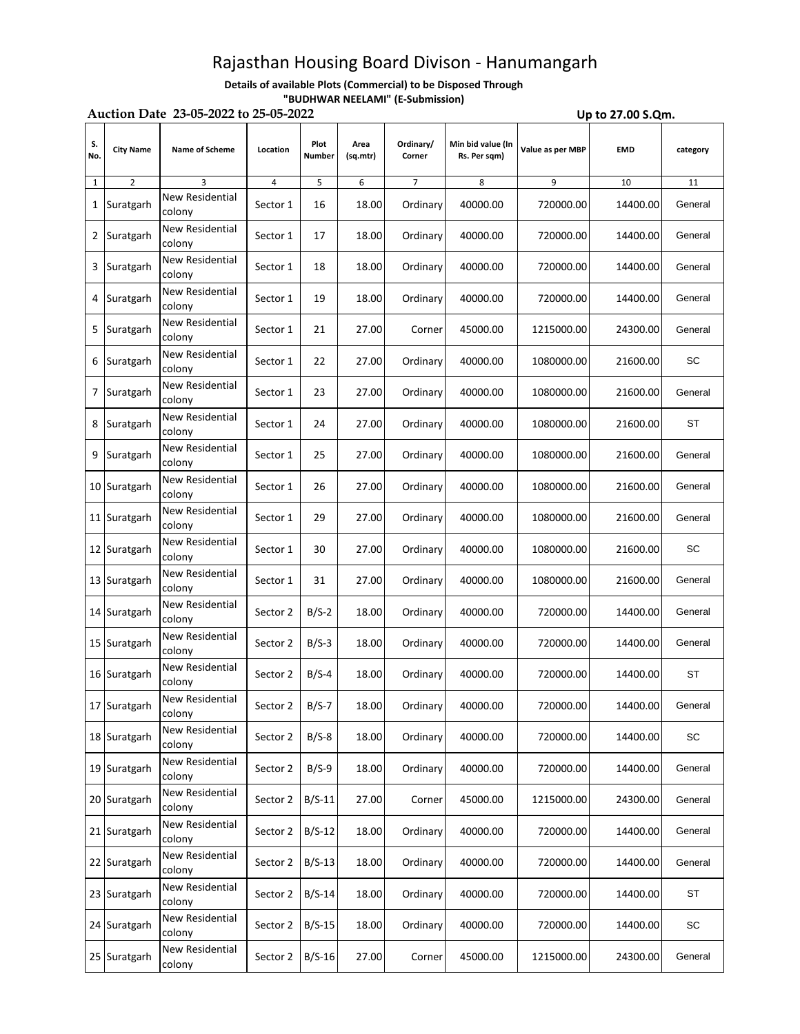# Rajasthan Housing Board Divison - Hanumangarh

**Details of available Plots (Commercial) to be Disposed Through "BUDHWAR NEELAMI" (E-Submission)**

**Auction Date 23-05-2022 to 25-05-2022**

**Up to 27.00 S.Qm.**

| S. No. | City Name | Name of Scheme | Location | Plot Number | Area (sq.mtr) | Ordinary/ Corner | Min bid value (In Rs. Per sqm) | Value as per MBP | EMD | category |
|---|---|---|---|---|---|---|---|---|---|---|
| 1 | 2 | 3 | 4 | 5 | 6 | 7 | 8 | 9 | 10 | 11 |
| 1 | Suratgarh | New Residential colony | Sector 1 | 16 | 18.00 | Ordinary | 40000.00 | 720000.00 | 14400.00 | General |
| 2 | Suratgarh | New Residential colony | Sector 1 | 17 | 18.00 | Ordinary | 40000.00 | 720000.00 | 14400.00 | General |
| 3 | Suratgarh | New Residential colony | Sector 1 | 18 | 18.00 | Ordinary | 40000.00 | 720000.00 | 14400.00 | General |
| 4 | Suratgarh | New Residential colony | Sector 1 | 19 | 18.00 | Ordinary | 40000.00 | 720000.00 | 14400.00 | General |
| 5 | Suratgarh | New Residential colony | Sector 1 | 21 | 27.00 | Corner | 45000.00 | 1215000.00 | 24300.00 | General |
| 6 | Suratgarh | New Residential colony | Sector 1 | 22 | 27.00 | Ordinary | 40000.00 | 1080000.00 | 21600.00 | SC |
| 7 | Suratgarh | New Residential colony | Sector 1 | 23 | 27.00 | Ordinary | 40000.00 | 1080000.00 | 21600.00 | General |
| 8 | Suratgarh | New Residential colony | Sector 1 | 24 | 27.00 | Ordinary | 40000.00 | 1080000.00 | 21600.00 | ST |
| 9 | Suratgarh | New Residential colony | Sector 1 | 25 | 27.00 | Ordinary | 40000.00 | 1080000.00 | 21600.00 | General |
| 10 | Suratgarh | New Residential colony | Sector 1 | 26 | 27.00 | Ordinary | 40000.00 | 1080000.00 | 21600.00 | General |
| 11 | Suratgarh | New Residential colony | Sector 1 | 29 | 27.00 | Ordinary | 40000.00 | 1080000.00 | 21600.00 | General |
| 12 | Suratgarh | New Residential colony | Sector 1 | 30 | 27.00 | Ordinary | 40000.00 | 1080000.00 | 21600.00 | SC |
| 13 | Suratgarh | New Residential colony | Sector 1 | 31 | 27.00 | Ordinary | 40000.00 | 1080000.00 | 21600.00 | General |
| 14 | Suratgarh | New Residential colony | Sector 2 | B/S-2 | 18.00 | Ordinary | 40000.00 | 720000.00 | 14400.00 | General |
| 15 | Suratgarh | New Residential colony | Sector 2 | B/S-3 | 18.00 | Ordinary | 40000.00 | 720000.00 | 14400.00 | General |
| 16 | Suratgarh | New Residential colony | Sector 2 | B/S-4 | 18.00 | Ordinary | 40000.00 | 720000.00 | 14400.00 | ST |
| 17 | Suratgarh | New Residential colony | Sector 2 | B/S-7 | 18.00 | Ordinary | 40000.00 | 720000.00 | 14400.00 | General |
| 18 | Suratgarh | New Residential colony | Sector 2 | B/S-8 | 18.00 | Ordinary | 40000.00 | 720000.00 | 14400.00 | SC |
| 19 | Suratgarh | New Residential colony | Sector 2 | B/S-9 | 18.00 | Ordinary | 40000.00 | 720000.00 | 14400.00 | General |
| 20 | Suratgarh | New Residential colony | Sector 2 | B/S-11 | 27.00 | Corner | 45000.00 | 1215000.00 | 24300.00 | General |
| 21 | Suratgarh | New Residential colony | Sector 2 | B/S-12 | 18.00 | Ordinary | 40000.00 | 720000.00 | 14400.00 | General |
| 22 | Suratgarh | New Residential colony | Sector 2 | B/S-13 | 18.00 | Ordinary | 40000.00 | 720000.00 | 14400.00 | General |
| 23 | Suratgarh | New Residential colony | Sector 2 | B/S-14 | 18.00 | Ordinary | 40000.00 | 720000.00 | 14400.00 | ST |
| 24 | Suratgarh | New Residential colony | Sector 2 | B/S-15 | 18.00 | Ordinary | 40000.00 | 720000.00 | 14400.00 | SC |
| 25 | Suratgarh | New Residential colony | Sector 2 | B/S-16 | 27.00 | Corner | 45000.00 | 1215000.00 | 24300.00 | General |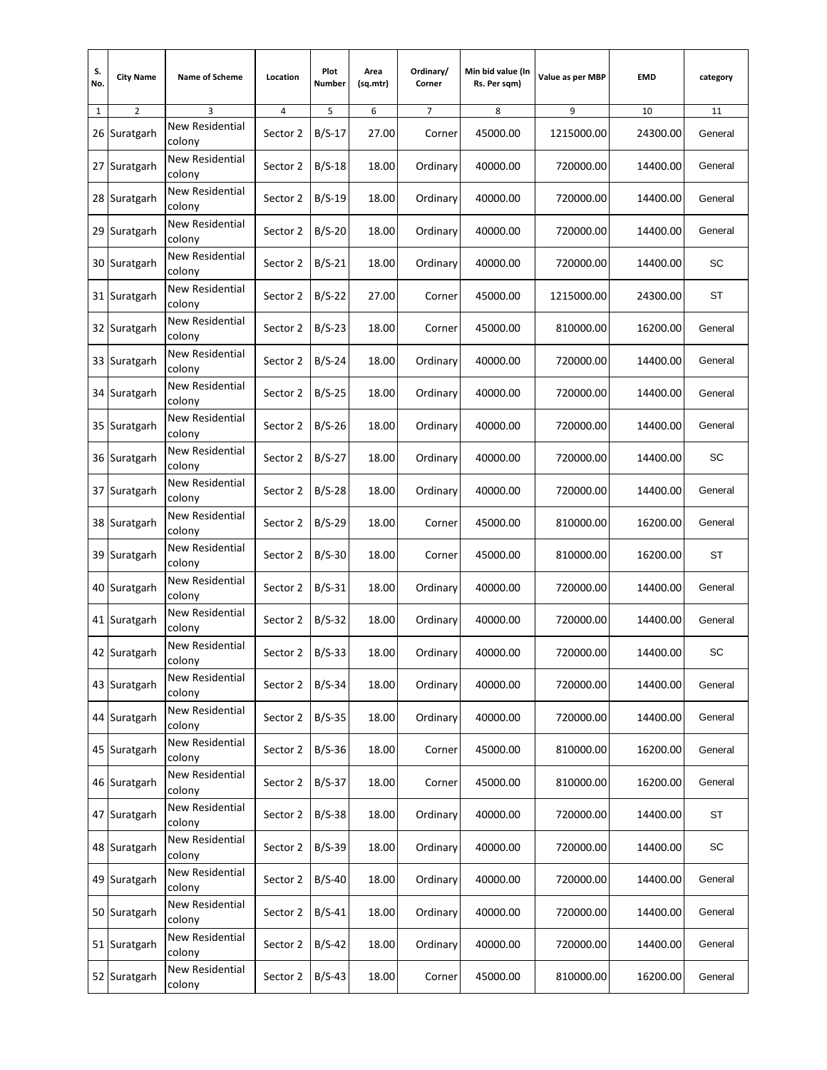| S. No. | City Name | Name of Scheme | Location | Plot Number | Area (sq.mtr) | Ordinary/ Corner | Min bid value (In Rs. Per sqm) | Value as per MBP | EMD | category |
|---|---|---|---|---|---|---|---|---|---|---|
| 1 | 2 | 3 | 4 | 5 | 6 | 7 | 8 | 9 | 10 | 11 |
| 26 | Suratgarh | New Residential colony | Sector 2 | B/S-17 | 27.00 | Corner | 45000.00 | 1215000.00 | 24300.00 | General |
| 27 | Suratgarh | New Residential colony | Sector 2 | B/S-18 | 18.00 | Ordinary | 40000.00 | 720000.00 | 14400.00 | General |
| 28 | Suratgarh | New Residential colony | Sector 2 | B/S-19 | 18.00 | Ordinary | 40000.00 | 720000.00 | 14400.00 | General |
| 29 | Suratgarh | New Residential colony | Sector 2 | B/S-20 | 18.00 | Ordinary | 40000.00 | 720000.00 | 14400.00 | General |
| 30 | Suratgarh | New Residential colony | Sector 2 | B/S-21 | 18.00 | Ordinary | 40000.00 | 720000.00 | 14400.00 | SC |
| 31 | Suratgarh | New Residential colony | Sector 2 | B/S-22 | 27.00 | Corner | 45000.00 | 1215000.00 | 24300.00 | ST |
| 32 | Suratgarh | New Residential colony | Sector 2 | B/S-23 | 18.00 | Corner | 45000.00 | 810000.00 | 16200.00 | General |
| 33 | Suratgarh | New Residential colony | Sector 2 | B/S-24 | 18.00 | Ordinary | 40000.00 | 720000.00 | 14400.00 | General |
| 34 | Suratgarh | New Residential colony | Sector 2 | B/S-25 | 18.00 | Ordinary | 40000.00 | 720000.00 | 14400.00 | General |
| 35 | Suratgarh | New Residential colony | Sector 2 | B/S-26 | 18.00 | Ordinary | 40000.00 | 720000.00 | 14400.00 | General |
| 36 | Suratgarh | New Residential colony | Sector 2 | B/S-27 | 18.00 | Ordinary | 40000.00 | 720000.00 | 14400.00 | SC |
| 37 | Suratgarh | New Residential colony | Sector 2 | B/S-28 | 18.00 | Ordinary | 40000.00 | 720000.00 | 14400.00 | General |
| 38 | Suratgarh | New Residential colony | Sector 2 | B/S-29 | 18.00 | Corner | 45000.00 | 810000.00 | 16200.00 | General |
| 39 | Suratgarh | New Residential colony | Sector 2 | B/S-30 | 18.00 | Corner | 45000.00 | 810000.00 | 16200.00 | ST |
| 40 | Suratgarh | New Residential colony | Sector 2 | B/S-31 | 18.00 | Ordinary | 40000.00 | 720000.00 | 14400.00 | General |
| 41 | Suratgarh | New Residential colony | Sector 2 | B/S-32 | 18.00 | Ordinary | 40000.00 | 720000.00 | 14400.00 | General |
| 42 | Suratgarh | New Residential colony | Sector 2 | B/S-33 | 18.00 | Ordinary | 40000.00 | 720000.00 | 14400.00 | SC |
| 43 | Suratgarh | New Residential colony | Sector 2 | B/S-34 | 18.00 | Ordinary | 40000.00 | 720000.00 | 14400.00 | General |
| 44 | Suratgarh | New Residential colony | Sector 2 | B/S-35 | 18.00 | Ordinary | 40000.00 | 720000.00 | 14400.00 | General |
| 45 | Suratgarh | New Residential colony | Sector 2 | B/S-36 | 18.00 | Corner | 45000.00 | 810000.00 | 16200.00 | General |
| 46 | Suratgarh | New Residential colony | Sector 2 | B/S-37 | 18.00 | Corner | 45000.00 | 810000.00 | 16200.00 | General |
| 47 | Suratgarh | New Residential colony | Sector 2 | B/S-38 | 18.00 | Ordinary | 40000.00 | 720000.00 | 14400.00 | ST |
| 48 | Suratgarh | New Residential colony | Sector 2 | B/S-39 | 18.00 | Ordinary | 40000.00 | 720000.00 | 14400.00 | SC |
| 49 | Suratgarh | New Residential colony | Sector 2 | B/S-40 | 18.00 | Ordinary | 40000.00 | 720000.00 | 14400.00 | General |
| 50 | Suratgarh | New Residential colony | Sector 2 | B/S-41 | 18.00 | Ordinary | 40000.00 | 720000.00 | 14400.00 | General |
| 51 | Suratgarh | New Residential colony | Sector 2 | B/S-42 | 18.00 | Ordinary | 40000.00 | 720000.00 | 14400.00 | General |
| 52 | Suratgarh | New Residential colony | Sector 2 | B/S-43 | 18.00 | Corner | 45000.00 | 810000.00 | 16200.00 | General |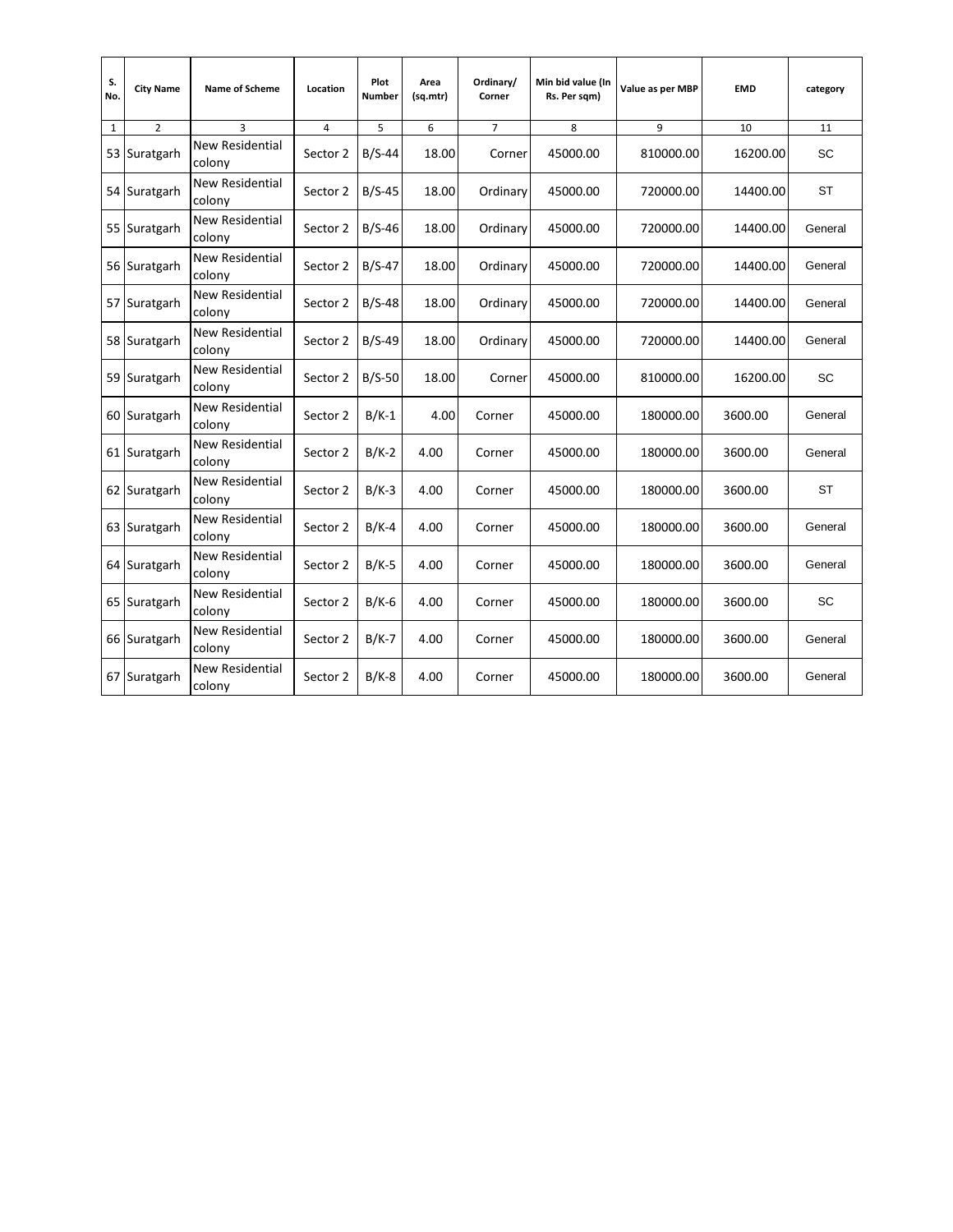| S. No. | City Name | Name of Scheme | Location | Plot Number | Area (sq.mtr) | Ordinary/ Corner | Min bid value (In Rs. Per sqm) | Value as per MBP | EMD | category |
|---|---|---|---|---|---|---|---|---|---|---|
| 1 | 2 | 3 | 4 | 5 | 6 | 7 | 8 | 9 | 10 | 11 |
| 53 | Suratgarh | New Residential colony | Sector 2 | B/S-44 | 18.00 | Corner | 45000.00 | 810000.00 | 16200.00 | SC |
| 54 | Suratgarh | New Residential colony | Sector 2 | B/S-45 | 18.00 | Ordinary | 45000.00 | 720000.00 | 14400.00 | ST |
| 55 | Suratgarh | New Residential colony | Sector 2 | B/S-46 | 18.00 | Ordinary | 45000.00 | 720000.00 | 14400.00 | General |
| 56 | Suratgarh | New Residential colony | Sector 2 | B/S-47 | 18.00 | Ordinary | 45000.00 | 720000.00 | 14400.00 | General |
| 57 | Suratgarh | New Residential colony | Sector 2 | B/S-48 | 18.00 | Ordinary | 45000.00 | 720000.00 | 14400.00 | General |
| 58 | Suratgarh | New Residential colony | Sector 2 | B/S-49 | 18.00 | Ordinary | 45000.00 | 720000.00 | 14400.00 | General |
| 59 | Suratgarh | New Residential colony | Sector 2 | B/S-50 | 18.00 | Corner | 45000.00 | 810000.00 | 16200.00 | SC |
| 60 | Suratgarh | New Residential colony | Sector 2 | B/K-1 | 4.00 | Corner | 45000.00 | 180000.00 | 3600.00 | General |
| 61 | Suratgarh | New Residential colony | Sector 2 | B/K-2 | 4.00 | Corner | 45000.00 | 180000.00 | 3600.00 | General |
| 62 | Suratgarh | New Residential colony | Sector 2 | B/K-3 | 4.00 | Corner | 45000.00 | 180000.00 | 3600.00 | ST |
| 63 | Suratgarh | New Residential colony | Sector 2 | B/K-4 | 4.00 | Corner | 45000.00 | 180000.00 | 3600.00 | General |
| 64 | Suratgarh | New Residential colony | Sector 2 | B/K-5 | 4.00 | Corner | 45000.00 | 180000.00 | 3600.00 | General |
| 65 | Suratgarh | New Residential colony | Sector 2 | B/K-6 | 4.00 | Corner | 45000.00 | 180000.00 | 3600.00 | SC |
| 66 | Suratgarh | New Residential colony | Sector 2 | B/K-7 | 4.00 | Corner | 45000.00 | 180000.00 | 3600.00 | General |
| 67 | Suratgarh | New Residential colony | Sector 2 | B/K-8 | 4.00 | Corner | 45000.00 | 180000.00 | 3600.00 | General |